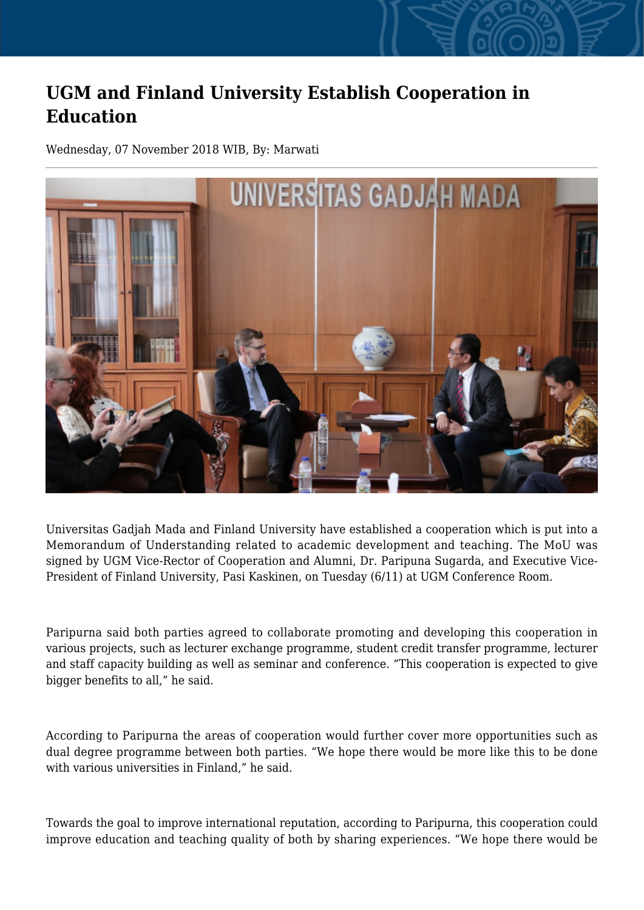# UGM and Finland University Establish Cooperation in Education

Wednesday, 07 November 2018 WIB, By: Marwati

Universitas Gadjah Mada and Finland University have established a cooperation which is put into a Memorandum of Understanding related to academic development and teaching. The MoU was signed by UGM Vice-Rector of Cooperation and Alumni, Dr. Paripuna Sugarda, and Executive Vice-President of Finland University, Pasi Kaskinen, on Tuesday (6/11) at UGM Conference Room.

Paripurna said both parties agreed to collaborate promoting and developing this cooperation in various projects, such as lecturer exchange programme, student credit transfer programme, lecturer and staff capacity building as well as seminar and conference. "This cooperation is expected to give bigger benefits to all," he said.

According to Paripurna the areas of cooperation would further cover more opportunities such as dual degree programme between both parties. "We hope there would be more like this to be done with various universities in Finland," he said.

Towards the goal to improve international reputation, according to Paripurna, this cooperation could improve education and teaching quality of both by sharing experiences. "We hope there would be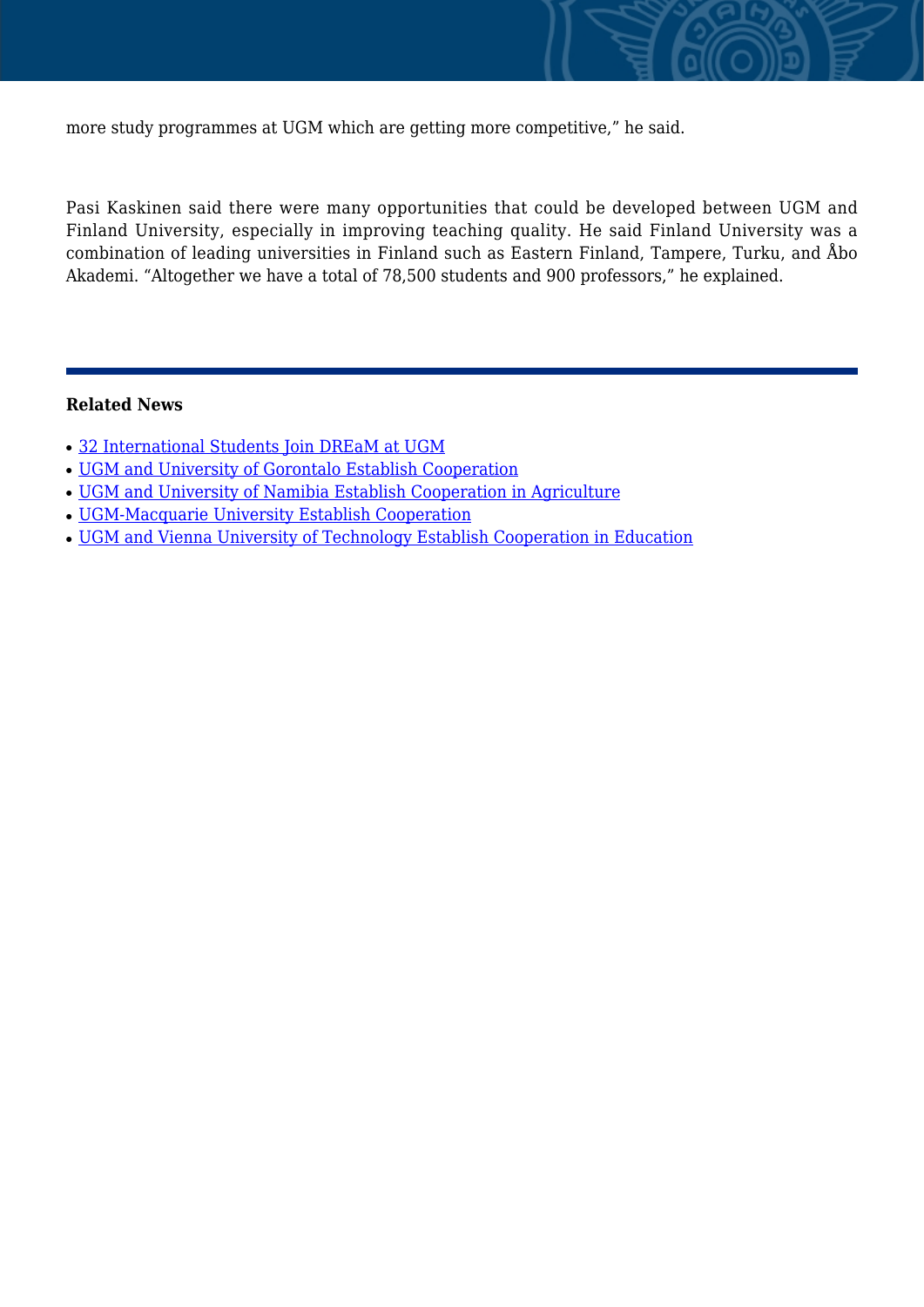more study programmes at UGM which are getting more competitive," he said.

Pasi Kaskinen said there were many opportunities that could be developed between UGM and Finland University, especially in improving teaching quality. He said Finland University was a combination of leading universities in Finland such as Eastern Finland, Tampere, Turku, and Åbo Akademi. "Altogether we have a total of 78,500 students and 900 professors," he explained.

---

**Related News**

- 32 International Students Join DREaM at UGM
- UGM and University of Gorontalo Establish Cooperation
- UGM and University of Namibia Establish Cooperation in Agriculture
- UGM-Macquarie University Establish Cooperation
- UGM and Vienna University of Technology Establish Cooperation in Education